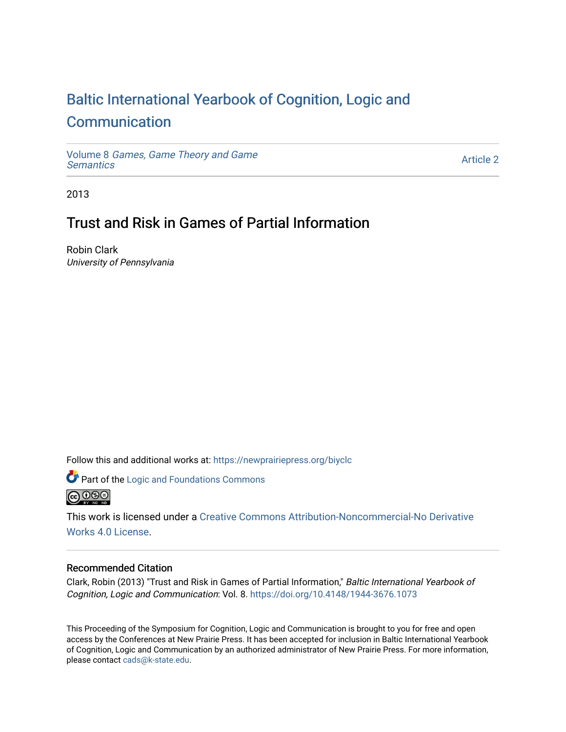# Baltic International Yearbook of Cognition, Logic and Communication

Volume 8 *Games, Game Theory and Game Semantics*

Article 2

2013

## Trust and Risk in Games of Partial Information

Robin Clark
*University of Pennsylvania*

Follow this and additional works at: https://newprairiepress.org/biyclc

Part of the Logic and Foundations Commons

This work is licensed under a Creative Commons Attribution-Noncommercial-No Derivative Works 4.0 License.

### Recommended Citation

Clark, Robin (2013) "Trust and Risk in Games of Partial Information," *Baltic International Yearbook of Cognition, Logic and Communication*: Vol. 8. https://doi.org/10.4148/1944-3676.1073

This Proceeding of the Symposium for Cognition, Logic and Communication is brought to you for free and open access by the Conferences at New Prairie Press. It has been accepted for inclusion in Baltic International Yearbook of Cognition, Logic and Communication by an authorized administrator of New Prairie Press. For more information, please contact cads@k-state.edu.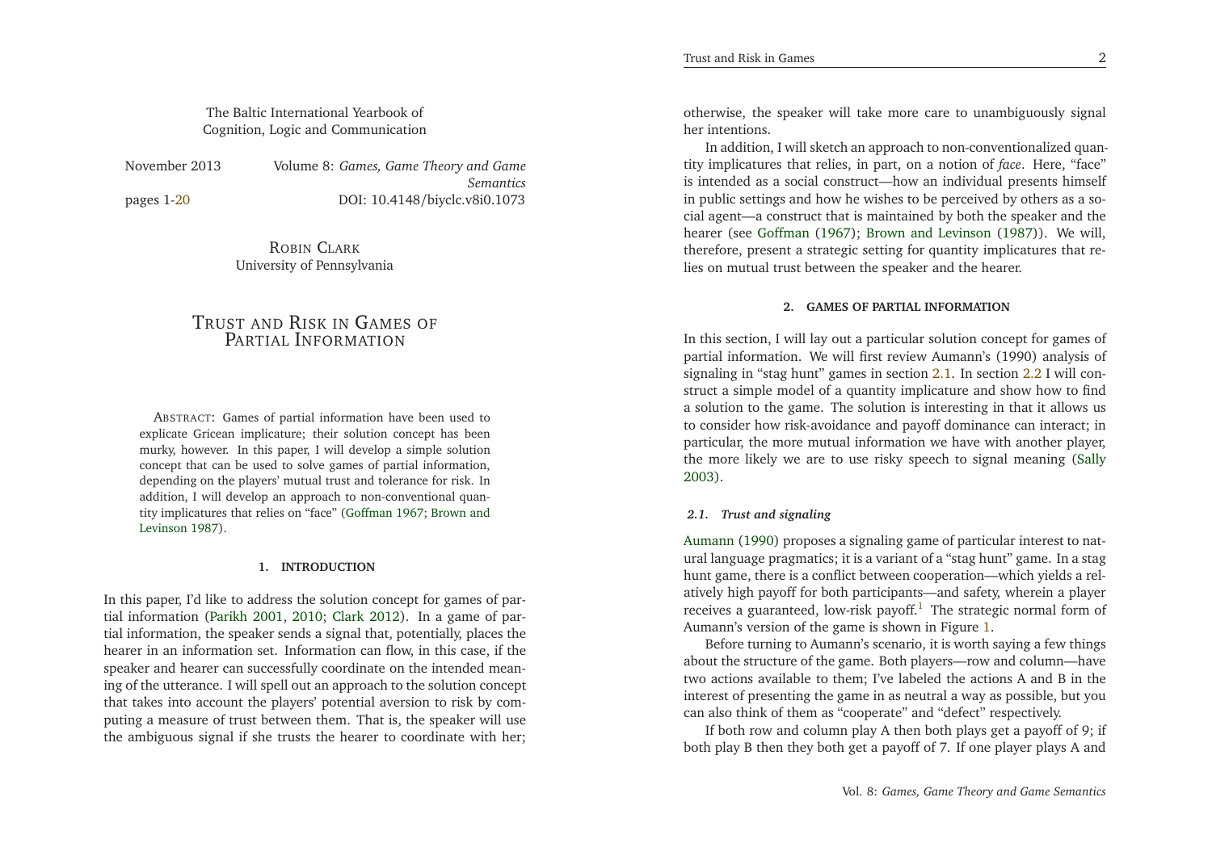The Baltic International Yearbook of
Cognition, Logic and Communication

November 2013 Volume 8: *Games, Game Theory and Game Semantics*

pages 1-20 DOI: 10.4148/biyclc.v8i0.1073

Robin Clark
University of Pennsylvania

# Trust and Risk in Games of Partial Information

Abstract: Games of partial information have been used to explicate Gricean implicature; their solution concept has been murky, however. In this paper, I will develop a simple solution concept that can be used to solve games of partial information, depending on the players' mutual trust and tolerance for risk. In addition, I will develop an approach to non-conventional quantity implicatures that relies on "face" (Goffman 1967; Brown and Levinson 1987).

## 1. INTRODUCTION

In this paper, I'd like to address the solution concept for games of partial information (Parikh 2001, 2010; Clark 2012). In a game of partial information, the speaker sends a signal that, potentially, places the hearer in an information set. Information can flow, in this case, if the speaker and hearer can successfully coordinate on the intended meaning of the utterance. I will spell out an approach to the solution concept that takes into account the players' potential aversion to risk by computing a measure of trust between them. That is, the speaker will use the ambiguous signal if she trusts the hearer to coordinate with her; otherwise, the speaker will take more care to unambiguously signal her intentions.

In addition, I will sketch an approach to non-conventionalized quantity implicatures that relies, in part, on a notion of *face*. Here, "face" is intended as a social construct—how an individual presents himself in public settings and how he wishes to be perceived by others as a social agent—a construct that is maintained by both the speaker and the hearer (see Goffman (1967); Brown and Levinson (1987)). We will, therefore, present a strategic setting for quantity implicatures that relies on mutual trust between the speaker and the hearer.

## 2. GAMES OF PARTIAL INFORMATION

In this section, I will lay out a particular solution concept for games of partial information. We will first review Aumann's (1990) analysis of signaling in "stag hunt" games in section 2.1. In section 2.2 I will construct a simple model of a quantity implicature and show how to find a solution to the game. The solution is interesting in that it allows us to consider how risk-avoidance and payoff dominance can interact; in particular, the more mutual information we have with another player, the more likely we are to use risky speech to signal meaning (Sally 2003).

### *2.1. Trust and signaling*

Aumann (1990) proposes a signaling game of particular interest to natural language pragmatics; it is a variant of a "stag hunt" game. In a stag hunt game, there is a conflict between cooperation—which yields a relatively high payoff for both participants—and safety, wherein a player receives a guaranteed, low-risk payoff.[1] The strategic normal form of Aumann's version of the game is shown in Figure 1.

Before turning to Aumann's scenario, it is worth saying a few things about the structure of the game. Both players—row and column—have two actions available to them; I've labeled the actions A and B in the interest of presenting the game in as neutral a way as possible, but you can also think of them as "cooperate" and "defect" respectively.

If both row and column play A then both plays get a payoff of 9; if both play B then they both get a payoff of 7. If one player plays A and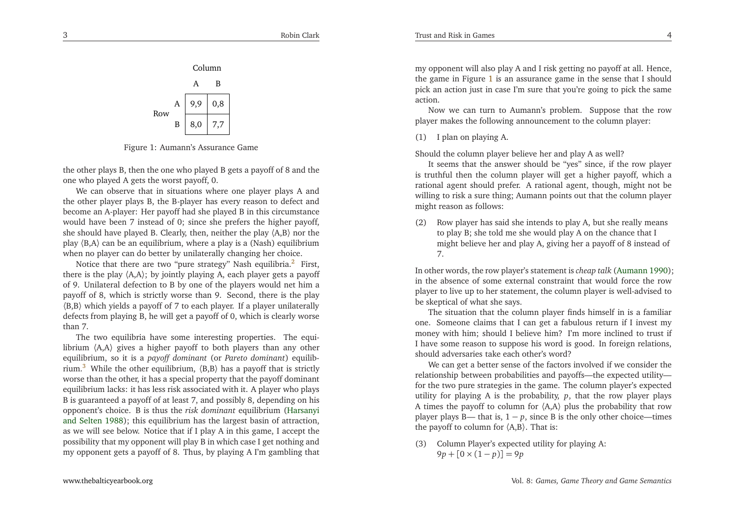| | | Column | |
|---|---|---|---|
| | | A | B |
| Row | A | 9,9 | 0,8 |
| | B | 8,0 | 7,7 |

Figure 1: Aumann's Assurance Game

the other plays B, then the one who played B gets a payoff of 8 and the one who played A gets the worst payoff, 0.

We can observe that in situations where one player plays A and the other player plays B, the B-player has every reason to defect and become an A-player: Her payoff had she played B in this circumstance would have been 7 instead of 0; since she prefers the higher payoff, she should have played B. Clearly, then, neither the play ⟨A,B⟩ nor the play ⟨B,A⟩ can be an equilibrium, where a play is a (Nash) equilibrium when no player can do better by unilaterally changing her choice.

Notice that there are two "pure strategy" Nash equilibria.[2] First, there is the play ⟨A,A⟩; by jointly playing A, each player gets a payoff of 9. Unilateral defection to B by one of the players would net him a payoff of 8, which is strictly worse than 9. Second, there is the play ⟨B,B⟩ which yields a payoff of 7 to each player. If a player unilaterally defects from playing B, he will get a payoff of 0, which is clearly worse than 7.

The two equilibria have some interesting properties. The equilibrium ⟨A,A⟩ gives a higher payoff to both players than any other equilibrium, so it is a *payoff dominant* (or *Pareto dominant*) equilibrium.[3] While the other equilibrium, ⟨B,B⟩ has a payoff that is strictly worse than the other, it has a special property that the payoff dominant equilibrium lacks: it has less risk associated with it. A player who plays B is guaranteed a payoff of at least 7, and possibly 8, depending on his opponent's choice. B is thus the *risk dominant* equilibrium (Harsanyi and Selten 1988); this equilibrium has the largest basin of attraction, as we will see below. Notice that if I play A in this game, I accept the possibility that my opponent will play B in which case I get nothing and my opponent gets a payoff of 8. Thus, by playing A I'm gambling that my opponent will also play A and I risk getting no payoff at all. Hence, the game in Figure 1 is an assurance game in the sense that I should pick an action just in case I'm sure that you're going to pick the same action.

Now we can turn to Aumann's problem. Suppose that the row player makes the following announcement to the column player:

(1) I plan on playing A.

Should the column player believe her and play A as well?

It seems that the answer should be "yes" since, if the row player is truthful then the column player will get a higher payoff, which a rational agent should prefer. A rational agent, though, might not be willing to risk a sure thing; Aumann points out that the column player might reason as follows:

(2) Row player has said she intends to play A, but she really means to play B; she told me she would play A on the chance that I might believe her and play A, giving her a payoff of 8 instead of 7.

In other words, the row player's statement is *cheap talk* (Aumann 1990); in the absence of some external constraint that would force the row player to live up to her statement, the column player is well-advised to be skeptical of what she says.

The situation that the column player finds himself in is a familiar one. Someone claims that I can get a fabulous return if I invest my money with him; should I believe him? I'm more inclined to trust if I have some reason to suppose his word is good. In foreign relations, should adversaries take each other's word?

We can get a better sense of the factors involved if we consider the relationship between probabilities and payoffs—the expected utility—for the two pure strategies in the game. The column player's expected utility for playing A is the probability, $p$, that the row player plays A times the payoff to column for ⟨A,A⟩ plus the probability that row player plays B— that is, $1-p$, since B is the only other choice—times the payoff to column for ⟨A,B⟩. That is:

(3) Column Player's expected utility for playing A:
$9p + [0 \times (1-p)] = 9p$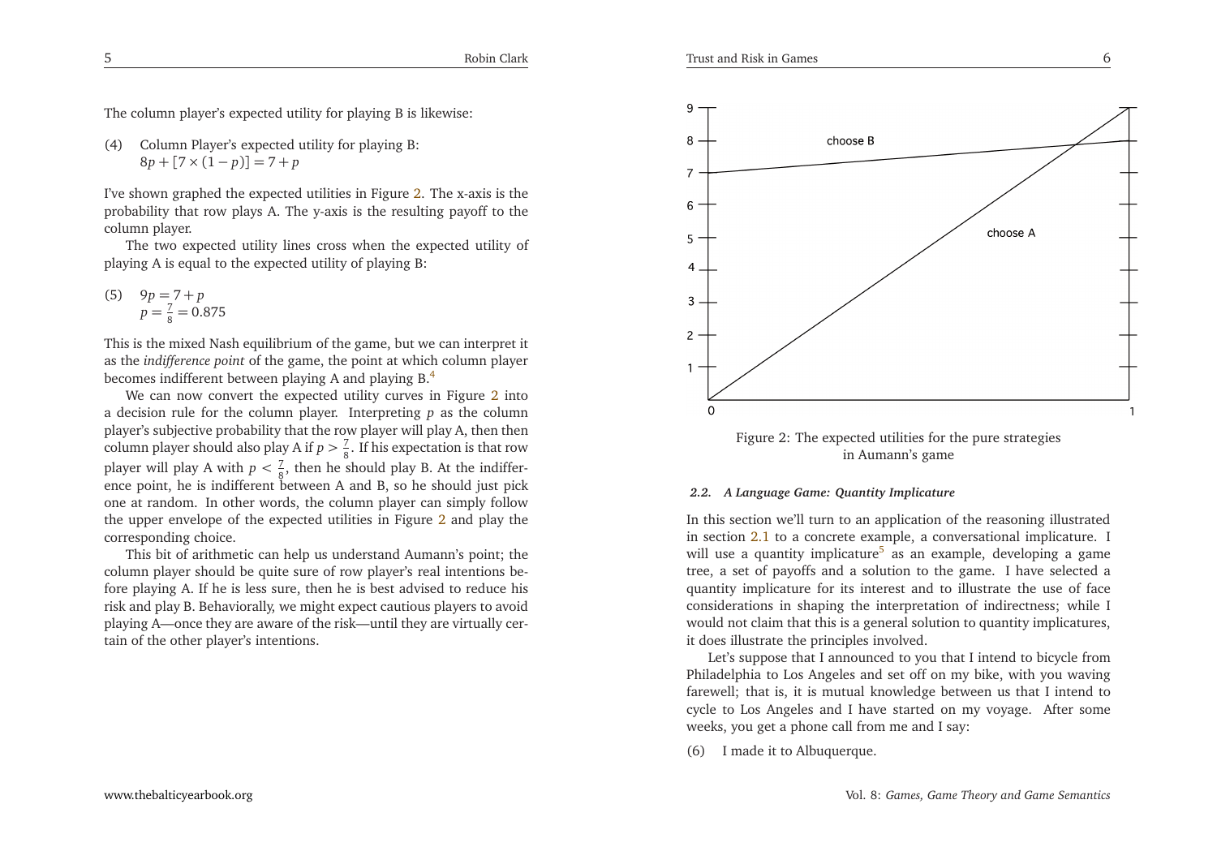The column player's expected utility for playing B is likewise:

(4) Column Player's expected utility for playing B:
$8p + [7 \times (1 - p)] = 7 + p$

I've shown graphed the expected utilities in Figure 2. The x-axis is the probability that row plays A. The y-axis is the resulting payoff to the column player.

The two expected utility lines cross when the expected utility of playing A is equal to the expected utility of playing B:

(5) $9p = 7 + p$
$p = \frac{7}{8} = 0.875$

This is the mixed Nash equilibrium of the game, but we can interpret it as the *indifference point* of the game, the point at which column player becomes indifferent between playing A and playing B.[4]

We can now convert the expected utility curves in Figure 2 into a decision rule for the column player. Interpreting $p$ as the column player's subjective probability that the row player will play A, then then column player should also play A if $p > \frac{7}{8}$. If his expectation is that row player will play A with $p < \frac{7}{8}$, then he should play B. At the indifference point, he is indifferent between A and B, so he should just pick one at random. In other words, the column player can simply follow the upper envelope of the expected utilities in Figure 2 and play the corresponding choice.

This bit of arithmetic can help us understand Aumann's point; the column player should be quite sure of row player's real intentions before playing A. If he is less sure, then he is best advised to reduce his risk and play B. Behaviorally, we might expect cautious players to avoid playing A—once they are aware of the risk—until they are virtually certain of the other player's intentions.

Figure 2: The expected utilities for the pure strategies in Aumann's game

### 2.2. *A Language Game: Quantity Implicature*

In this section we'll turn to an application of the reasoning illustrated in section 2.1 to a concrete example, a conversational implicature. I will use a quantity implicature[5] as an example, developing a game tree, a set of payoffs and a solution to the game. I have selected a quantity implicature for its interest and to illustrate the use of face considerations in shaping the interpretation of indirectness; while I would not claim that this is a general solution to quantity implicatures, it does illustrate the principles involved.

Let's suppose that I announced to you that I intend to bicycle from Philadelphia to Los Angeles and set off on my bike, with you waving farewell; that is, it is mutual knowledge between us that I intend to cycle to Los Angeles and I have started on my voyage. After some weeks, you get a phone call from me and I say:

(6) I made it to Albuquerque.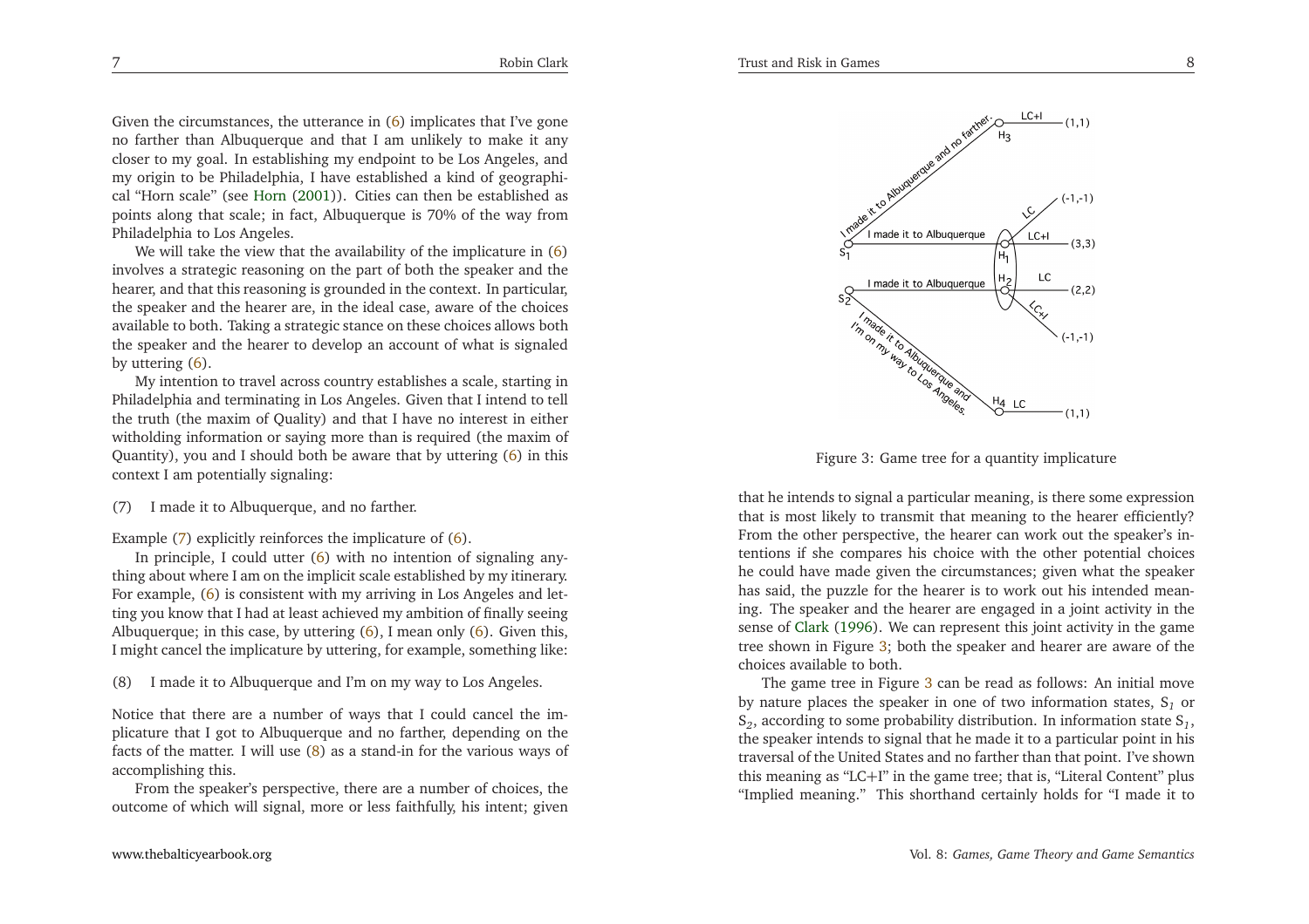Given the circumstances, the utterance in (6) implicates that I've gone no farther than Albuquerque and that I am unlikely to make it any closer to my goal. In establishing my endpoint to be Los Angeles, and my origin to be Philadelphia, I have established a kind of geographical "Horn scale" (see Horn (2001)). Cities can then be established as points along that scale; in fact, Albuquerque is 70% of the way from Philadelphia to Los Angeles.

We will take the view that the availability of the implicature in (6) involves a strategic reasoning on the part of both the speaker and the hearer, and that this reasoning is grounded in the context. In particular, the speaker and the hearer are, in the ideal case, aware of the choices available to both. Taking a strategic stance on these choices allows both the speaker and the hearer to develop an account of what is signaled by uttering (6).

My intention to travel across country establishes a scale, starting in Philadelphia and terminating in Los Angeles. Given that I intend to tell the truth (the maxim of Quality) and that I have no interest in either witholding information or saying more than is required (the maxim of Quantity), you and I should both be aware that by uttering (6) in this context I am potentially signaling:

(7) I made it to Albuquerque, and no farther.

Example (7) explicitly reinforces the implicature of (6).

In principle, I could utter (6) with no intention of signaling anything about where I am on the implicit scale established by my itinerary. For example, (6) is consistent with my arriving in Los Angeles and letting you know that I had at least achieved my ambition of finally seeing Albuquerque; in this case, by uttering (6), I mean only (6). Given this, I might cancel the implicature by uttering, for example, something like:

(8) I made it to Albuquerque and I'm on my way to Los Angeles.

Notice that there are a number of ways that I could cancel the implicature that I got to Albuquerque and no farther, depending on the facts of the matter. I will use (8) as a stand-in for the various ways of accomplishing this.

From the speaker's perspective, there are a number of choices, the outcome of which will signal, more or less faithfully, his intent; given that he intends to signal a particular meaning, is there some expression that is most likely to transmit that meaning to the hearer efficiently? From the other perspective, the hearer can work out the speaker's intentions if she compares his choice with the other potential choices he could have made given the circumstances; given what the speaker has said, the puzzle for the hearer is to work out his intended meaning. The speaker and the hearer are engaged in a joint activity in the sense of Clark (1996). We can represent this joint activity in the game tree shown in Figure 3; both the speaker and hearer are aware of the choices available to both.

Figure 3: Game tree for a quantity implicature

The game tree in Figure 3 can be read as follows: An initial move by nature places the speaker in one of two information states, $S_1$ or $S_2$, according to some probability distribution. In information state $S_1$, the speaker intends to signal that he made it to a particular point in his traversal of the United States and no farther than that point. I've shown this meaning as "LC+I" in the game tree; that is, "Literal Content" plus "Implied meaning." This shorthand certainly holds for "I made it to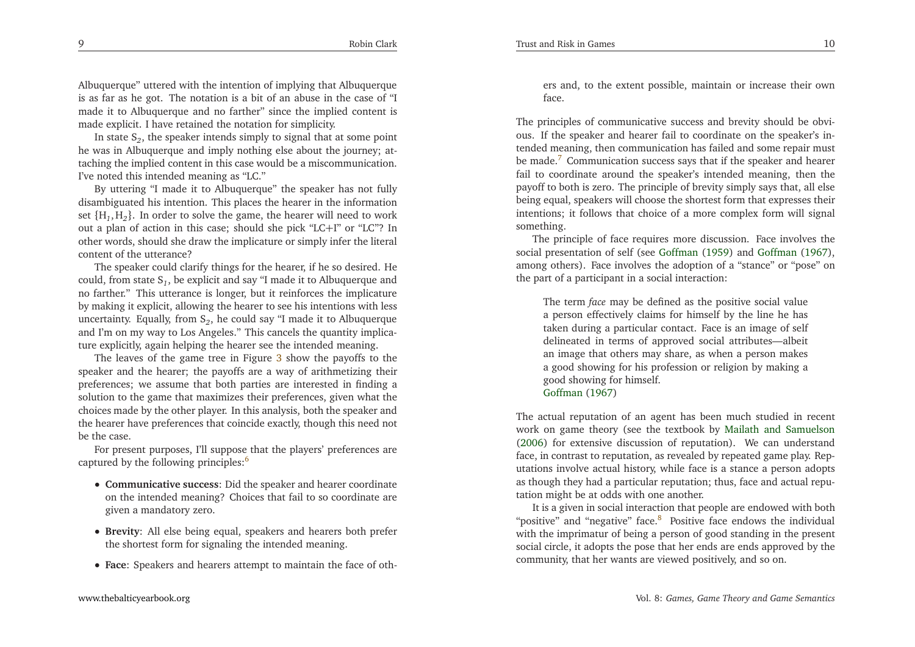Albuquerque" uttered with the intention of implying that Albuquerque is as far as he got. The notation is a bit of an abuse in the case of "I made it to Albuquerque and no farther" since the implied content is made explicit. I have retained the notation for simplicity.

In state $S_2$, the speaker intends simply to signal that at some point he was in Albuquerque and imply nothing else about the journey; attaching the implied content in this case would be a miscommunication. I've noted this intended meaning as "LC."

By uttering "I made it to Albuquerque" the speaker has not fully disambiguated his intention. This places the hearer in the information set $\{H_1, H_2\}$. In order to solve the game, the hearer will need to work out a plan of action in this case; should she pick "LC+I" or "LC"? In other words, should she draw the implicature or simply infer the literal content of the utterance?

The speaker could clarify things for the hearer, if he so desired. He could, from state $S_1$, be explicit and say "I made it to Albuquerque and no farther." This utterance is longer, but it reinforces the implicature by making it explicit, allowing the hearer to see his intentions with less uncertainty. Equally, from $S_2$, he could say "I made it to Albuquerque and I'm on my way to Los Angeles." This cancels the quantity implicature explicitly, again helping the hearer see the intended meaning.

The leaves of the game tree in Figure 3 show the payoffs to the speaker and the hearer; the payoffs are a way of arithmetizing their preferences; we assume that both parties are interested in finding a solution to the game that maximizes their preferences, given what the choices made by the other player. In this analysis, both the speaker and the hearer have preferences that coincide exactly, though this need not be the case.

For present purposes, I'll suppose that the players' preferences are captured by the following principles:[6]

- **Communicative success**: Did the speaker and hearer coordinate on the intended meaning? Choices that fail to so coordinate are given a mandatory zero.
- **Brevity**: All else being equal, speakers and hearers both prefer the shortest form for signaling the intended meaning.
- **Face**: Speakers and hearers attempt to maintain the face of others and, to the extent possible, maintain or increase their own face.

The principles of communicative success and brevity should be obvious. If the speaker and hearer fail to coordinate on the speaker's intended meaning, then communication has failed and some repair must be made.[7] Communication success says that if the speaker and hearer fail to coordinate around the speaker's intended meaning, then the payoff to both is zero. The principle of brevity simply says that, all else being equal, speakers will choose the shortest form that expresses their intentions; it follows that choice of a more complex form will signal something.

The principle of face requires more discussion. Face involves the social presentation of self (see Goffman (1959) and Goffman (1967), among others). Face involves the adoption of a "stance" or "pose" on the part of a participant in a social interaction:

> The term *face* may be defined as the positive social value a person effectively claims for himself by the line he has taken during a particular contact. Face is an image of self delineated in terms of approved social attributes—albeit an image that others may share, as when a person makes a good showing for his profession or religion by making a good showing for himself.
> Goffman (1967)

The actual reputation of an agent has been much studied in recent work on game theory (see the textbook by Mailath and Samuelson (2006) for extensive discussion of reputation). We can understand face, in contrast to reputation, as revealed by repeated game play. Reputations involve actual history, while face is a stance a person adopts as though they had a particular reputation; thus, face and actual reputation might be at odds with one another.

It is a given in social interaction that people are endowed with both "positive" and "negative" face.[8] Positive face endows the individual with the imprimatur of being a person of good standing in the present social circle, it adopts the pose that her ends are ends approved by the community, that her wants are viewed positively, and so on.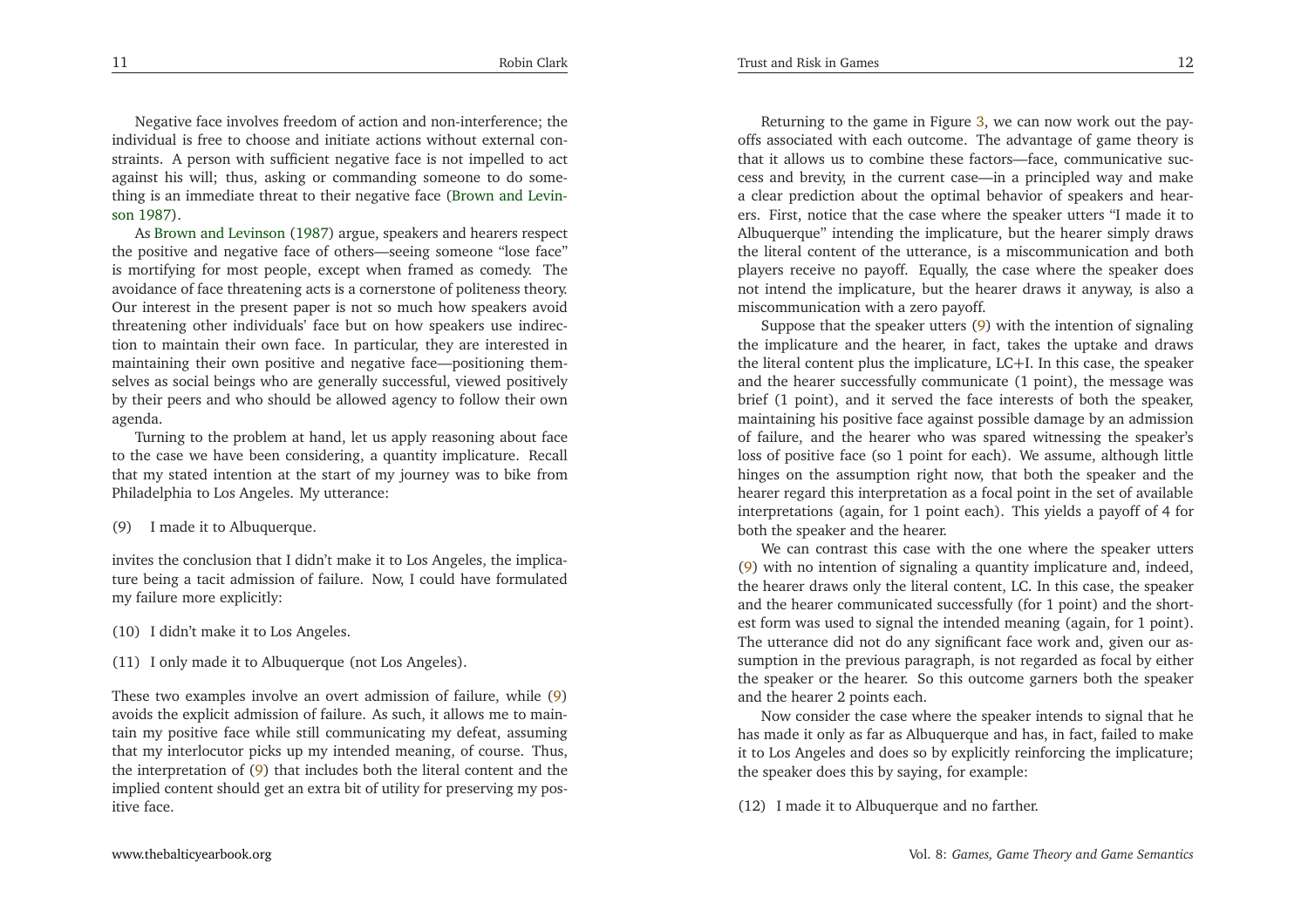Negative face involves freedom of action and non-interference; the individual is free to choose and initiate actions without external constraints. A person with sufficient negative face is not impelled to act against his will; thus, asking or commanding someone to do something is an immediate threat to their negative face (Brown and Levinson 1987).

As Brown and Levinson (1987) argue, speakers and hearers respect the positive and negative face of others—seeing someone "lose face" is mortifying for most people, except when framed as comedy. The avoidance of face threatening acts is a cornerstone of politeness theory. Our interest in the present paper is not so much how speakers avoid threatening other individuals' face but on how speakers use indirection to maintain their own face. In particular, they are interested in maintaining their own positive and negative face—positioning themselves as social beings who are generally successful, viewed positively by their peers and who should be allowed agency to follow their own agenda.

Turning to the problem at hand, let us apply reasoning about face to the case we have been considering, a quantity implicature. Recall that my stated intention at the start of my journey was to bike from Philadelphia to Los Angeles. My utterance:

(9) I made it to Albuquerque.

invites the conclusion that I didn't make it to Los Angeles, the implicature being a tacit admission of failure. Now, I could have formulated my failure more explicitly:

(10) I didn't make it to Los Angeles.

(11) I only made it to Albuquerque (not Los Angeles).

These two examples involve an overt admission of failure, while (9) avoids the explicit admission of failure. As such, it allows me to maintain my positive face while still communicating my defeat, assuming that my interlocutor picks up my intended meaning, of course. Thus, the interpretation of (9) that includes both the literal content and the implied content should get an extra bit of utility for preserving my positive face.

Returning to the game in Figure 3, we can now work out the payoffs associated with each outcome. The advantage of game theory is that it allows us to combine these factors—face, communicative success and brevity, in the current case—in a principled way and make a clear prediction about the optimal behavior of speakers and hearers. First, notice that the case where the speaker utters "I made it to Albuquerque" intending the implicature, but the hearer simply draws the literal content of the utterance, is a miscommunication and both players receive no payoff. Equally, the case where the speaker does not intend the implicature, but the hearer draws it anyway, is also a miscommunication with a zero payoff.

Suppose that the speaker utters (9) with the intention of signaling the implicature and the hearer, in fact, takes the uptake and draws the literal content plus the implicature, LC+I. In this case, the speaker and the hearer successfully communicate (1 point), the message was brief (1 point), and it served the face interests of both the speaker, maintaining his positive face against possible damage by an admission of failure, and the hearer who was spared witnessing the speaker's loss of positive face (so 1 point for each). We assume, although little hinges on the assumption right now, that both the speaker and the hearer regard this interpretation as a focal point in the set of available interpretations (again, for 1 point each). This yields a payoff of 4 for both the speaker and the hearer.

We can contrast this case with the one where the speaker utters (9) with no intention of signaling a quantity implicature and, indeed, the hearer draws only the literal content, LC. In this case, the speaker and the hearer communicated successfully (for 1 point) and the shortest form was used to signal the intended meaning (again, for 1 point). The utterance did not do any significant face work and, given our assumption in the previous paragraph, is not regarded as focal by either the speaker or the hearer. So this outcome garners both the speaker and the hearer 2 points each.

Now consider the case where the speaker intends to signal that he has made it only as far as Albuquerque and has, in fact, failed to make it to Los Angeles and does so by explicitly reinforcing the implicature; the speaker does this by saying, for example:

(12) I made it to Albuquerque and no farther.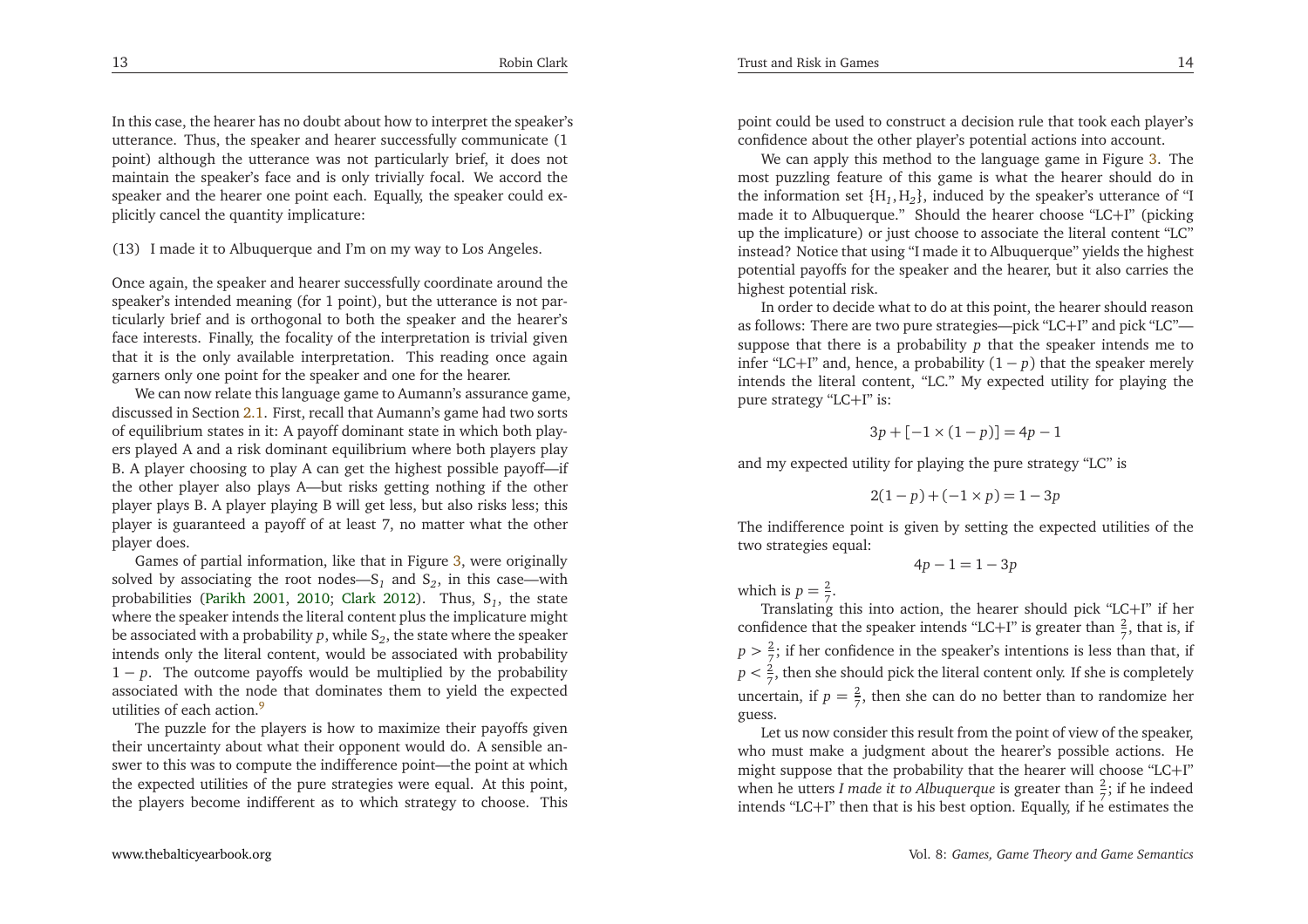In this case, the hearer has no doubt about how to interpret the speaker's utterance. Thus, the speaker and hearer successfully communicate (1 point) although the utterance was not particularly brief, it does not maintain the speaker's face and is only trivially focal. We accord the speaker and the hearer one point each. Equally, the speaker could explicitly cancel the quantity implicature:

(13) I made it to Albuquerque and I'm on my way to Los Angeles.

Once again, the speaker and hearer successfully coordinate around the speaker's intended meaning (for 1 point), but the utterance is not particularly brief and is orthogonal to both the speaker and the hearer's face interests. Finally, the focality of the interpretation is trivial given that it is the only available interpretation. This reading once again garners only one point for the speaker and one for the hearer.

We can now relate this language game to Aumann's assurance game, discussed in Section 2.1. First, recall that Aumann's game had two sorts of equilibrium states in it: A payoff dominant state in which both players played A and a risk dominant equilibrium where both players play B. A player choosing to play A can get the highest possible payoff—if the other player also plays A—but risks getting nothing if the other player plays B. A player playing B will get less, but also risks less; this player is guaranteed a payoff of at least 7, no matter what the other player does.

Games of partial information, like that in Figure 3, were originally solved by associating the root nodes—$S_1$ and $S_2$, in this case—with probabilities (Parikh 2001, 2010; Clark 2012). Thus, $S_1$, the state where the speaker intends the literal content plus the implicature might be associated with a probability $p$, while $S_2$, the state where the speaker intends only the literal content, would be associated with probability $1-p$. The outcome payoffs would be multiplied by the probability associated with the node that dominates them to yield the expected utilities of each action.[9]

The puzzle for the players is how to maximize their payoffs given their uncertainty about what their opponent would do. A sensible answer to this was to compute the indifference point—the point at which the expected utilities of the pure strategies were equal. At this point, the players become indifferent as to which strategy to choose. This point could be used to construct a decision rule that took each player's confidence about the other player's potential actions into account.

We can apply this method to the language game in Figure 3. The most puzzling feature of this game is what the hearer should do in the information set $\{H_1, H_2\}$, induced by the speaker's utterance of "I made it to Albuquerque." Should the hearer choose "LC+I" (picking up the implicature) or just choose to associate the literal content "LC" instead? Notice that using "I made it to Albuquerque" yields the highest potential payoffs for the speaker and the hearer, but it also carries the highest potential risk.

In order to decide what to do at this point, the hearer should reason as follows: There are two pure strategies—pick "LC+I" and pick "LC"—suppose that there is a probability $p$ that the speaker intends me to infer "LC+I" and, hence, a probability $(1-p)$ that the speaker merely intends the literal content, "LC." My expected utility for playing the pure strategy "LC+I" is:

$$3p + [-1 \times (1-p)] = 4p - 1$$

and my expected utility for playing the pure strategy "LC" is

$$2(1-p) + (-1 \times p) = 1 - 3p$$

The indifference point is given by setting the expected utilities of the two strategies equal:

$$4p - 1 = 1 - 3p$$

which is $p = \frac{2}{7}$.

Translating this into action, the hearer should pick "LC+I" if her confidence that the speaker intends "LC+I" is greater than $\frac{2}{7}$, that is, if $p > \frac{2}{7}$; if her confidence in the speaker's intentions is less than that, if $p < \frac{2}{7}$, then she should pick the literal content only. If she is completely uncertain, if $p = \frac{2}{7}$, then she can do no better than to randomize her guess.

Let us now consider this result from the point of view of the speaker, who must make a judgment about the hearer's possible actions. He might suppose that the probability that the hearer will choose "LC+I" when he utters *I made it to Albuquerque* is greater than $\frac{2}{7}$; if he indeed intends "LC+I" then that is his best option. Equally, if he estimates the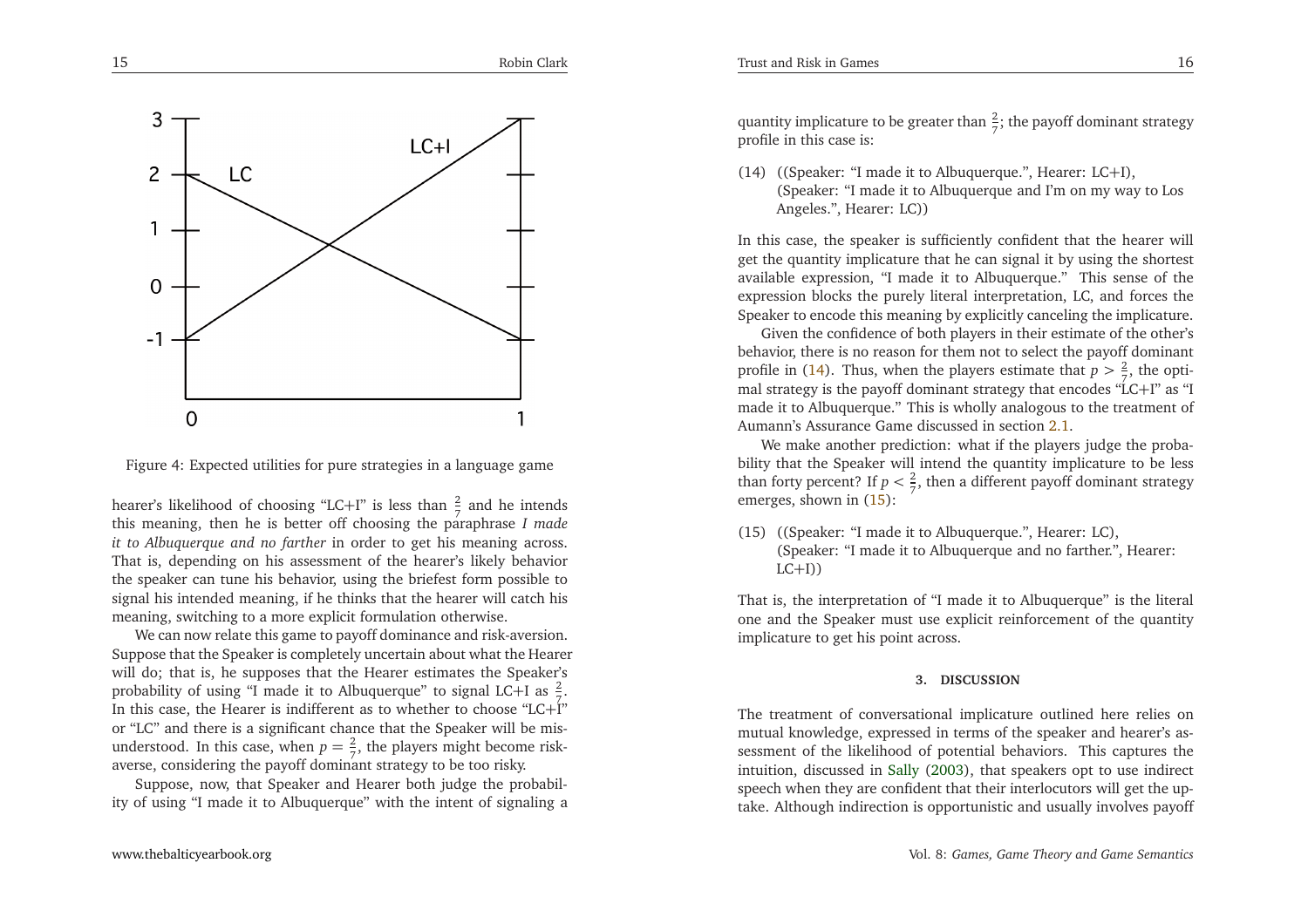Figure 4: Expected utilities for pure strategies in a language game

hearer's likelihood of choosing "LC+I" is less than $\frac{2}{7}$ and he intends this meaning, then he is better off choosing the paraphrase *I made it to Albuquerque and no farther* in order to get his meaning across. That is, depending on his assessment of the hearer's likely behavior the speaker can tune his behavior, using the briefest form possible to signal his intended meaning, if he thinks that the hearer will catch his meaning, switching to a more explicit formulation otherwise.

We can now relate this game to payoff dominance and risk-aversion. Suppose that the Speaker is completely uncertain about what the Hearer will do; that is, he supposes that the Hearer estimates the Speaker's probability of using "I made it to Albuquerque" to signal LC+I as $\frac{2}{7}$. In this case, the Hearer is indifferent as to whether to choose "LC+I" or "LC" and there is a significant chance that the Speaker will be misunderstood. In this case, when $p = \frac{2}{7}$, the players might become risk-averse, considering the payoff dominant strategy to be too risky.

Suppose, now, that Speaker and Hearer both judge the probability of using "I made it to Albuquerque" with the intent of signaling a quantity implicature to be greater than $\frac{2}{7}$; the payoff dominant strategy profile in this case is:

(14) ((Speaker: "I made it to Albuquerque.", Hearer: LC+I),
(Speaker: "I made it to Albuquerque and I'm on my way to Los Angeles.", Hearer: LC))

In this case, the speaker is sufficiently confident that the hearer will get the quantity implicature that he can signal it by using the shortest available expression, "I made it to Albuquerque." This sense of the expression blocks the purely literal interpretation, LC, and forces the Speaker to encode this meaning by explicitly canceling the implicature.

Given the confidence of both players in their estimate of the other's behavior, there is no reason for them not to select the payoff dominant profile in (14). Thus, when the players estimate that $p > \frac{2}{7}$, the optimal strategy is the payoff dominant strategy that encodes "LC+I" as "I made it to Albuquerque." This is wholly analogous to the treatment of Aumann's Assurance Game discussed in section 2.1.

We make another prediction: what if the players judge the probability that the Speaker will intend the quantity implicature to be less than forty percent? If $p < \frac{2}{7}$, then a different payoff dominant strategy emerges, shown in (15):

(15) ((Speaker: "I made it to Albuquerque.", Hearer: LC),
(Speaker: "I made it to Albuquerque and no farther.", Hearer: LC+I))

That is, the interpretation of "I made it to Albuquerque" is the literal one and the Speaker must use explicit reinforcement of the quantity implicature to get his point across.

## 3. DISCUSSION

The treatment of conversational implicature outlined here relies on mutual knowledge, expressed in terms of the speaker and hearer's assessment of the likelihood of potential behaviors. This captures the intuition, discussed in Sally (2003), that speakers opt to use indirect speech when they are confident that their interlocutors will get the uptake. Although indirection is opportunistic and usually involves payoff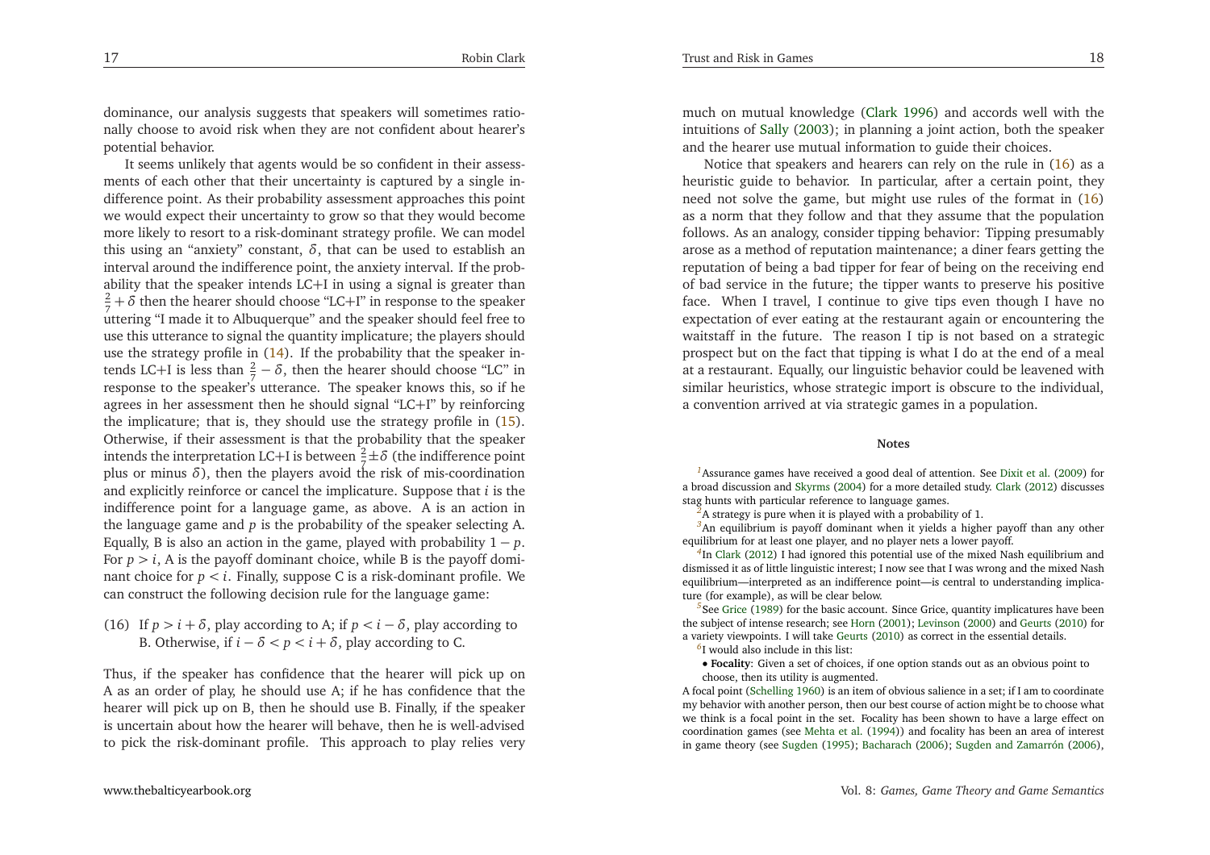dominance, our analysis suggests that speakers will sometimes rationally choose to avoid risk when they are not confident about hearer's potential behavior.

It seems unlikely that agents would be so confident in their assessments of each other that their uncertainty is captured by a single indifference point. As their probability assessment approaches this point we would expect their uncertainty to grow so that they would become more likely to resort to a risk-dominant strategy profile. We can model this using an "anxiety" constant, $\delta$, that can be used to establish an interval around the indifference point, the anxiety interval. If the probability that the speaker intends LC+I in using a signal is greater than $\frac{2}{7}+\delta$ then the hearer should choose "LC+I" in response to the speaker uttering "I made it to Albuquerque" and the speaker should feel free to use this utterance to signal the quantity implicature; the players should use the strategy profile in (14). If the probability that the speaker intends LC+I is less than $\frac{2}{7}-\delta$, then the hearer should choose "LC" in response to the speaker's utterance. The speaker knows this, so if he agrees in her assessment then he should signal "LC+I" by reinforcing the implicature; that is, they should use the strategy profile in (15). Otherwise, if their assessment is that the probability that the speaker intends the interpretation LC+I is between $\frac{2}{7}\pm\delta$ (the indifference point plus or minus $\delta$), then the players avoid the risk of mis-coordination and explicitly reinforce or cancel the implicature. Suppose that $i$ is the indifference point for a language game, as above. A is an action in the language game and $p$ is the probability of the speaker selecting A. Equally, B is also an action in the game, played with probability $1-p$. For $p>i$, A is the payoff dominant choice, while B is the payoff dominant choice for $p<i$. Finally, suppose C is a risk-dominant profile. We can construct the following decision rule for the language game:

(16) If $p>i+\delta$, play according to A; if $p<i-\delta$, play according to B. Otherwise, if $i-\delta<p<i+\delta$, play according to C.

Thus, if the speaker has confidence that the hearer will pick up on A as an order of play, he should use A; if he has confidence that the hearer will pick up on B, then he should use B. Finally, if the speaker is uncertain about how the hearer will behave, then he is well-advised to pick the risk-dominant profile. This approach to play relies very much on mutual knowledge (Clark 1996) and accords well with the intuitions of Sally (2003); in planning a joint action, both the speaker and the hearer use mutual information to guide their choices.

Notice that speakers and hearers can rely on the rule in (16) as a heuristic guide to behavior. In particular, after a certain point, they need not solve the game, but might use rules of the format in (16) as a norm that they follow and that they assume that the population follows. As an analogy, consider tipping behavior: Tipping presumably arose as a method of reputation maintenance; a diner fears getting the reputation of being a bad tipper for fear of being on the receiving end of bad service in the future; the tipper wants to preserve his positive face. When I travel, I continue to give tips even though I have no expectation of ever eating at the restaurant again or encountering the waitstaff in the future. The reason I tip is not based on a strategic prospect but on the fact that tipping is what I do at the end of a meal at a restaurant. Equally, our linguistic behavior could be leavened with similar heuristics, whose strategic import is obscure to the individual, a convention arrived at via strategic games in a population.

## Notes

[1] Assurance games have received a good deal of attention. See Dixit et al. (2009) for a broad discussion and Skyrms (2004) for a more detailed study. Clark (2012) discusses stag hunts with particular reference to language games.

[2] A strategy is pure when it is played with a probability of 1.

[3] An equilibrium is payoff dominant when it yields a higher payoff than any other equilibrium for at least one player, and no player nets a lower payoff.

[4] In Clark (2012) I had ignored this potential use of the mixed Nash equilibrium and dismissed it as of little linguistic interest; I now see that I was wrong and the mixed Nash equilibrium—interpreted as an indifference point—is central to understanding implicature (for example), as will be clear below.

[5] See Grice (1989) for the basic account. Since Grice, quantity implicatures have been the subject of intense research; see Horn (2001); Levinson (2000) and Geurts (2010) for a variety viewpoints. I will take Geurts (2010) as correct in the essential details.

[6] I would also include in this list:

- **Focality**: Given a set of choices, if one option stands out as an obvious point to choose, then its utility is augmented.

A focal point (Schelling 1960) is an item of obvious salience in a set; if I am to coordinate my behavior with another person, then our best course of action might be to choose what we think is a focal point in the set. Focality has been shown to have a large effect on coordination games (see Mehta et al. (1994)) and focality has been an area of interest in game theory (see Sugden (1995); Bacharach (2006); Sugden and Zamarrón (2006),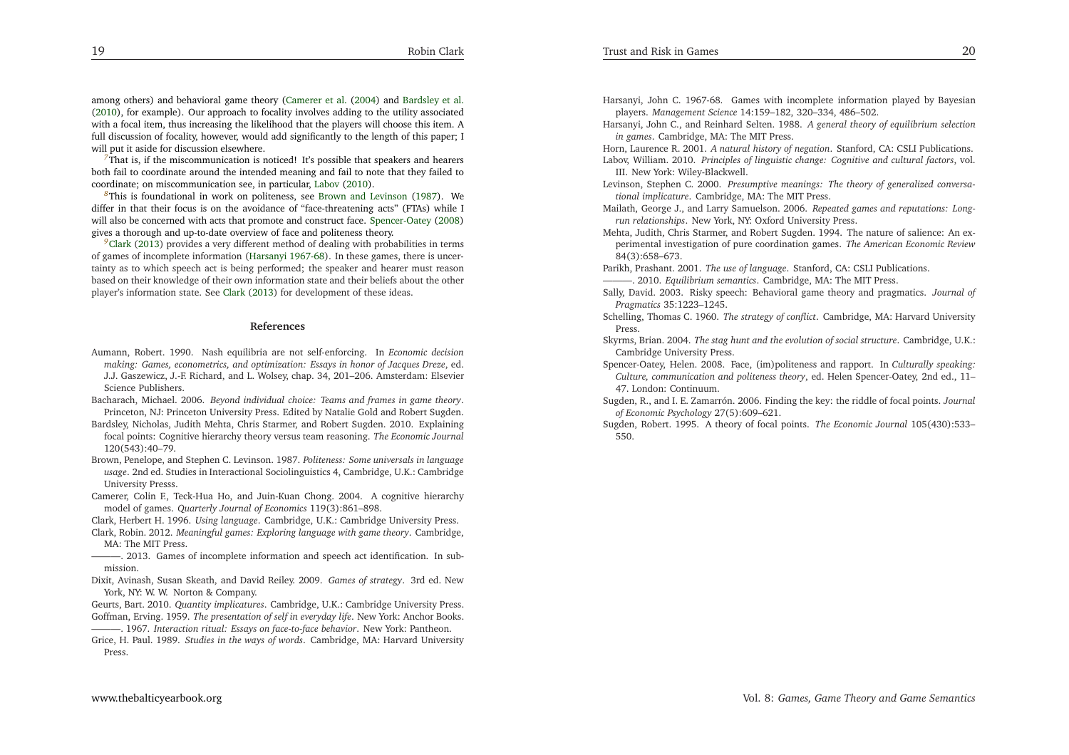among others) and behavioral game theory (Camerer et al. (2004) and Bardsley et al. (2010), for example). Our approach to focality involves adding to the utility associated with a focal item, thus increasing the likelihood that the players will choose this item. A full discussion of focality, however, would add significantly to the length of this paper; I will put it aside for discussion elsewhere.

[7] That is, if the miscommunication is noticed! It's possible that speakers and hearers both fail to coordinate around the intended meaning and fail to note that they failed to coordinate; on miscommunication see, in particular, Labov (2010).

[8] This is foundational in work on politeness, see Brown and Levinson (1987). We differ in that their focus is on the avoidance of "face-threatening acts" (FTAs) while I will also be concerned with acts that promote and construct face. Spencer-Oatey (2008) gives a thorough and up-to-date overview of face and politeness theory.

[9] Clark (2013) provides a very different method of dealing with probabilities in terms of games of incomplete information (Harsanyi 1967-68). In these games, there is uncertainty as to which speech act is being performed; the speaker and hearer must reason based on their knowledge of their own information state and their beliefs about the other player's information state. See Clark (2013) for development of these ideas.

## References

Aumann, Robert. 1990. Nash equilibria are not self-enforcing. In *Economic decision making: Games, econometrics, and optimization: Essays in honor of Jacques Dreze*, ed. J.J. Gaszewicz, J.-F. Richard, and L. Wolsey, chap. 34, 201–206. Amsterdam: Elsevier Science Publishers.

Bacharach, Michael. 2006. *Beyond individual choice: Teams and frames in game theory*. Princeton, NJ: Princeton University Press. Edited by Natalie Gold and Robert Sugden.

Bardsley, Nicholas, Judith Mehta, Chris Starmer, and Robert Sugden. 2010. Explaining focal points: Cognitive hierarchy theory versus team reasoning. *The Economic Journal* 120(543):40–79.

Brown, Penelope, and Stephen C. Levinson. 1987. *Politeness: Some universals in language usage*. 2nd ed. Studies in Interactional Sociolinguistics 4, Cambridge, U.K.: Cambridge University Presss.

Camerer, Colin F., Teck-Hua Ho, and Juin-Kuan Chong. 2004. A cognitive hierarchy model of games. *Quarterly Journal of Economics* 119(3):861–898.

Clark, Herbert H. 1996. *Using language*. Cambridge, U.K.: Cambridge University Press.

Clark, Robin. 2012. *Meaningful games: Exploring language with game theory*. Cambridge, MA: The MIT Press.

———. 2013. Games of incomplete information and speech act identification. In submission.

Dixit, Avinash, Susan Skeath, and David Reiley. 2009. *Games of strategy*. 3rd ed. New York, NY: W. W. Norton & Company.

Geurts, Bart. 2010. *Quantity implicatures*. Cambridge, U.K.: Cambridge University Press.

Goffman, Erving. 1959. *The presentation of self in everyday life*. New York: Anchor Books.

———. 1967. *Interaction ritual: Essays on face-to-face behavior*. New York: Pantheon.

Grice, H. Paul. 1989. *Studies in the ways of words*. Cambridge, MA: Harvard University Press.

Harsanyi, John C. 1967-68. Games with incomplete information played by Bayesian players. *Management Science* 14:159–182, 320–334, 486–502.

Harsanyi, John C., and Reinhard Selten. 1988. *A general theory of equilibrium selection in games*. Cambridge, MA: The MIT Press.

Horn, Laurence R. 2001. *A natural history of negation*. Stanford, CA: CSLI Publications.

Labov, William. 2010. *Principles of linguistic change: Cognitive and cultural factors*, vol. III. New York: Wiley-Blackwell.

Levinson, Stephen C. 2000. *Presumptive meanings: The theory of generalized conversational implicature*. Cambridge, MA: The MIT Press.

Mailath, George J., and Larry Samuelson. 2006. *Repeated games and reputations: Long-run relationships*. New York, NY: Oxford University Press.

Mehta, Judith, Chris Starmer, and Robert Sugden. 1994. The nature of salience: An experimental investigation of pure coordination games. *The American Economic Review* 84(3):658–673.

Parikh, Prashant. 2001. *The use of language*. Stanford, CA: CSLI Publications.

———. 2010. *Equilibrium semantics*. Cambridge, MA: The MIT Press.

Sally, David. 2003. Risky speech: Behavioral game theory and pragmatics. *Journal of Pragmatics* 35:1223–1245.

Schelling, Thomas C. 1960. *The strategy of conflict*. Cambridge, MA: Harvard University Press.

Skyrms, Brian. 2004. *The stag hunt and the evolution of social structure*. Cambridge, U.K.: Cambridge University Press.

Spencer-Oatey, Helen. 2008. Face, (im)politeness and rapport. In *Culturally speaking: Culture, communication and politeness theory*, ed. Helen Spencer-Oatey, 2nd ed., 11–47. London: Continuum.

Sugden, R., and I. E. Zamarrón. 2006. Finding the key: the riddle of focal points. *Journal of Economic Psychology* 27(5):609–621.

Sugden, Robert. 1995. A theory of focal points. *The Economic Journal* 105(430):533–550.